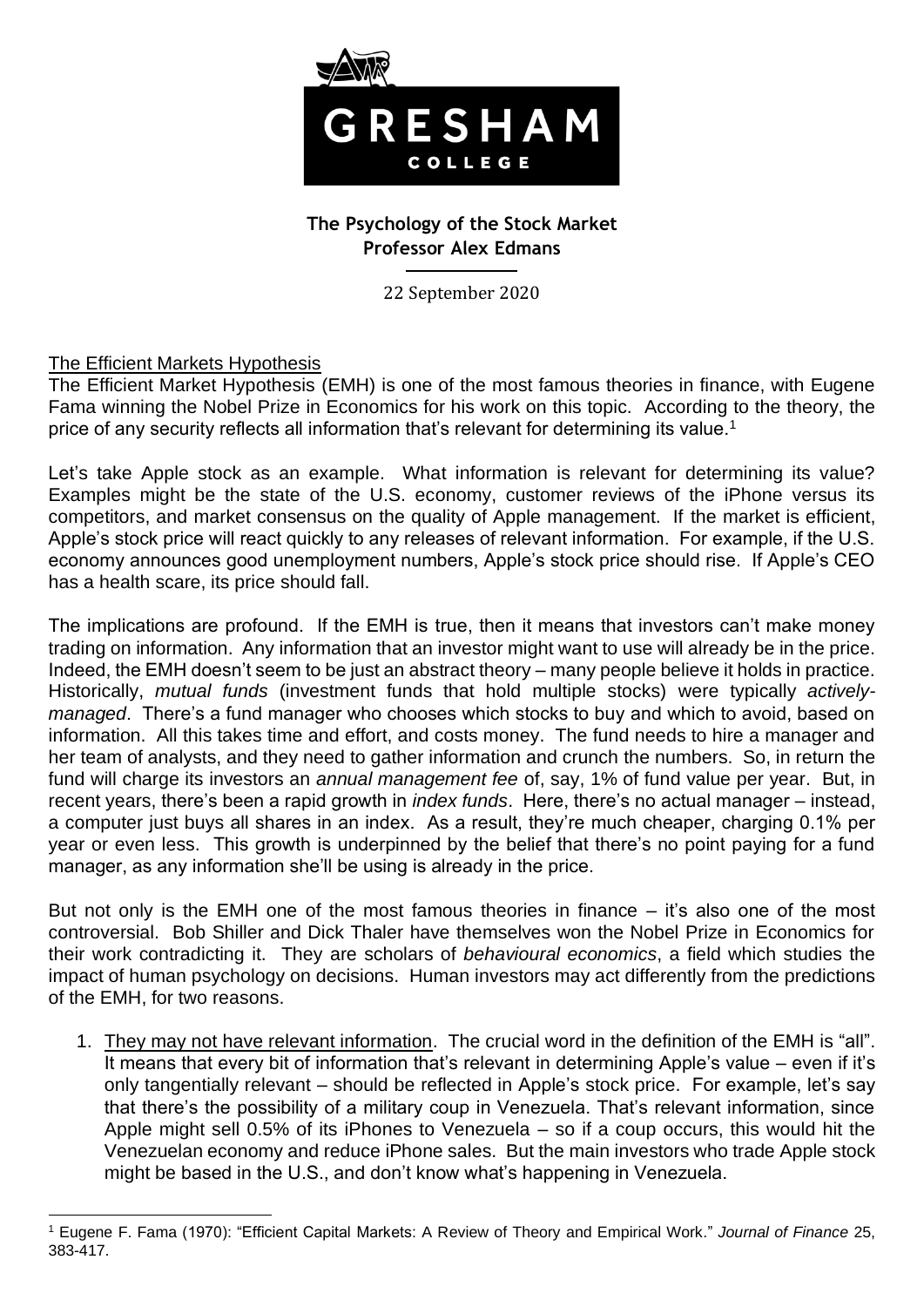# The Psychology of the Stock Market

**Professor Alex Edmans**

22 September 2020

## The Efficient Markets Hypothesis

The Efficient Market Hypothesis (EMH) is one of the most famous theories in finance, with Eugene Fama winning the Nobel Prize in Economics for his work on this topic. According to the theory, the price of any security reflects all information that's relevant for determining its value.[1]

Let's take Apple stock as an example. What information is relevant for determining its value? Examples might be the state of the U.S. economy, customer reviews of the iPhone versus its competitors, and market consensus on the quality of Apple management. If the market is efficient, Apple's stock price will react quickly to any releases of relevant information. For example, if the U.S. economy announces good unemployment numbers, Apple's stock price should rise. If Apple's CEO has a health scare, its price should fall.

The implications are profound. If the EMH is true, then it means that investors can't make money trading on information. Any information that an investor might want to use will already be in the price. Indeed, the EMH doesn't seem to be just an abstract theory – many people believe it holds in practice. Historically, *mutual funds* (investment funds that hold multiple stocks) were typically *actively-managed*. There's a fund manager who chooses which stocks to buy and which to avoid, based on information. All this takes time and effort, and costs money. The fund needs to hire a manager and her team of analysts, and they need to gather information and crunch the numbers. So, in return the fund will charge its investors an *annual management fee* of, say, 1% of fund value per year. But, in recent years, there's been a rapid growth in *index funds*. Here, there's no actual manager – instead, a computer just buys all shares in an index. As a result, they're much cheaper, charging 0.1% per year or even less. This growth is underpinned by the belief that there's no point paying for a fund manager, as any information she'll be using is already in the price.

But not only is the EMH one of the most famous theories in finance – it's also one of the most controversial. Bob Shiller and Dick Thaler have themselves won the Nobel Prize in Economics for their work contradicting it. They are scholars of *behavioural economics*, a field which studies the impact of human psychology on decisions. Human investors may act differently from the predictions of the EMH, for two reasons.

1. They may not have relevant information. The crucial word in the definition of the EMH is "all". It means that every bit of information that's relevant in determining Apple's value – even if it's only tangentially relevant – should be reflected in Apple's stock price. For example, let's say that there's the possibility of a military coup in Venezuela. That's relevant information, since Apple might sell 0.5% of its iPhones to Venezuela – so if a coup occurs, this would hit the Venezuelan economy and reduce iPhone sales. But the main investors who trade Apple stock might be based in the U.S., and don't know what's happening in Venezuela.

---

[1] Eugene F. Fama (1970): "Efficient Capital Markets: A Review of Theory and Empirical Work." *Journal of Finance* 25, 383-417.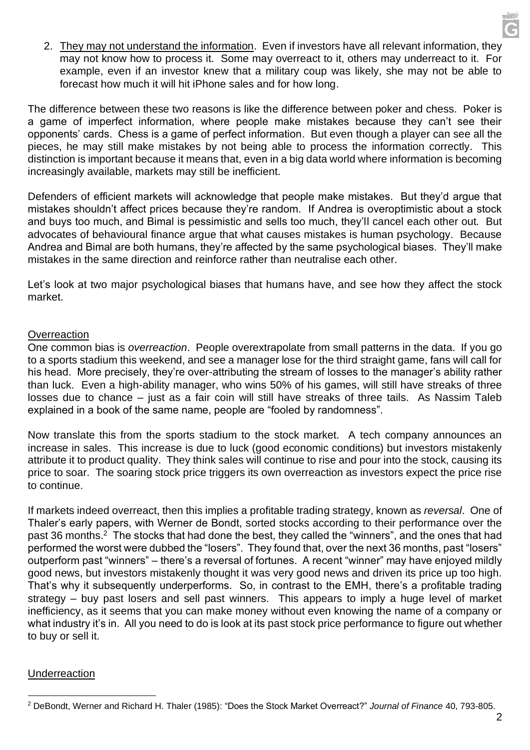2. They may not understand the information. Even if investors have all relevant information, they may not know how to process it. Some may overreact to it, others may underreact to it. For example, even if an investor knew that a military coup was likely, she may not be able to forecast how much it will hit iPhone sales and for how long.

The difference between these two reasons is like the difference between poker and chess. Poker is a game of imperfect information, where people make mistakes because they can't see their opponents' cards. Chess is a game of perfect information. But even though a player can see all the pieces, he may still make mistakes by not being able to process the information correctly. This distinction is important because it means that, even in a big data world where information is becoming increasingly available, markets may still be inefficient.

Defenders of efficient markets will acknowledge that people make mistakes. But they'd argue that mistakes shouldn't affect prices because they're random. If Andrea is overoptimistic about a stock and buys too much, and Bimal is pessimistic and sells too much, they'll cancel each other out. But advocates of behavioural finance argue that what causes mistakes is human psychology. Because Andrea and Bimal are both humans, they're affected by the same psychological biases. They'll make mistakes in the same direction and reinforce rather than neutralise each other.

Let's look at two major psychological biases that humans have, and see how they affect the stock market.

## Overreaction

One common bias is *overreaction*. People overextrapolate from small patterns in the data. If you go to a sports stadium this weekend, and see a manager lose for the third straight game, fans will call for his head. More precisely, they're over-attributing the stream of losses to the manager's ability rather than luck. Even a high-ability manager, who wins 50% of his games, will still have streaks of three losses due to chance – just as a fair coin will still have streaks of three tails. As Nassim Taleb explained in a book of the same name, people are "fooled by randomness".

Now translate this from the sports stadium to the stock market. A tech company announces an increase in sales. This increase is due to luck (good economic conditions) but investors mistakenly attribute it to product quality. They think sales will continue to rise and pour into the stock, causing its price to soar. The soaring stock price triggers its own overreaction as investors expect the price rise to continue.

If markets indeed overreact, then this implies a profitable trading strategy, known as *reversal*. One of Thaler's early papers, with Werner de Bondt, sorted stocks according to their performance over the past 36 months.[2] The stocks that had done the best, they called the "winners", and the ones that had performed the worst were dubbed the "losers". They found that, over the next 36 months, past "losers" outperform past "winners" – there's a reversal of fortunes. A recent "winner" may have enjoyed mildly good news, but investors mistakenly thought it was very good news and driven its price up too high. That's why it subsequently underperforms. So, in contrast to the EMH, there's a profitable trading strategy – buy past losers and sell past winners. This appears to imply a huge level of market inefficiency, as it seems that you can make money without even knowing the name of a company or what industry it's in. All you need to do is look at its past stock price performance to figure out whether to buy or sell it.

## Underreaction

[2] DeBondt, Werner and Richard H. Thaler (1985): "Does the Stock Market Overreact?" *Journal of Finance* 40, 793-805.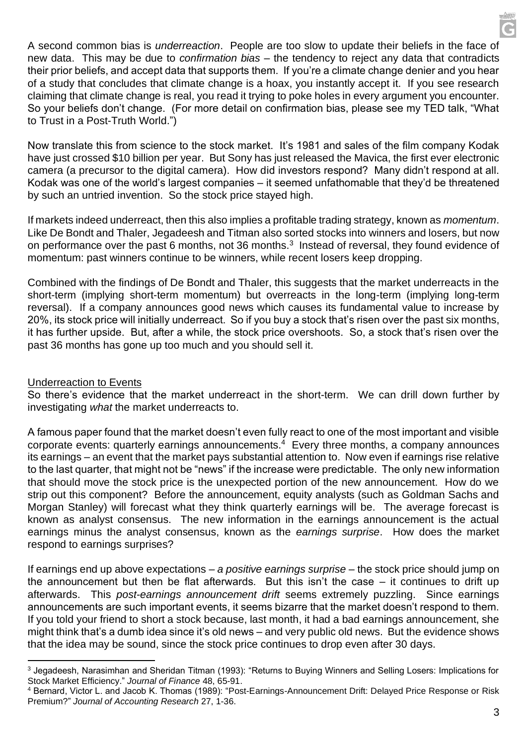A second common bias is *underreaction*. People are too slow to update their beliefs in the face of new data. This may be due to *confirmation bias* – the tendency to reject any data that contradicts their prior beliefs, and accept data that supports them. If you're a climate change denier and you hear of a study that concludes that climate change is a hoax, you instantly accept it. If you see research claiming that climate change is real, you read it trying to poke holes in every argument you encounter. So your beliefs don't change. (For more detail on confirmation bias, please see my TED talk, "What to Trust in a Post-Truth World.")

Now translate this from science to the stock market. It's 1981 and sales of the film company Kodak have just crossed $10 billion per year. But Sony has just released the Mavica, the first ever electronic camera (a precursor to the digital camera). How did investors respond? Many didn't respond at all. Kodak was one of the world's largest companies – it seemed unfathomable that they'd be threatened by such an untried invention. So the stock price stayed high.

If markets indeed underreact, then this also implies a profitable trading strategy, known as *momentum*. Like De Bondt and Thaler, Jegadeesh and Titman also sorted stocks into winners and losers, but now on performance over the past 6 months, not 36 months.[3] Instead of reversal, they found evidence of momentum: past winners continue to be winners, while recent losers keep dropping.

Combined with the findings of De Bondt and Thaler, this suggests that the market underreacts in the short-term (implying short-term momentum) but overreacts in the long-term (implying long-term reversal). If a company announces good news which causes its fundamental value to increase by 20%, its stock price will initially underreact. So if you buy a stock that's risen over the past six months, it has further upside. But, after a while, the stock price overshoots. So, a stock that's risen over the past 36 months has gone up too much and you should sell it.

## Underreaction to Events

So there's evidence that the market underreact in the short-term. We can drill down further by investigating *what* the market underreacts to.

A famous paper found that the market doesn't even fully react to one of the most important and visible corporate events: quarterly earnings announcements.[4] Every three months, a company announces its earnings – an event that the market pays substantial attention to. Now even if earnings rise relative to the last quarter, that might not be "news" if the increase were predictable. The only new information that should move the stock price is the unexpected portion of the new announcement. How do we strip out this component? Before the announcement, equity analysts (such as Goldman Sachs and Morgan Stanley) will forecast what they think quarterly earnings will be. The average forecast is known as analyst consensus. The new information in the earnings announcement is the actual earnings minus the analyst consensus, known as the *earnings surprise*. How does the market respond to earnings surprises?

If earnings end up above expectations – *a positive earnings surprise* – the stock price should jump on the announcement but then be flat afterwards. But this isn't the case – it continues to drift up afterwards. This *post-earnings announcement drift* seems extremely puzzling. Since earnings announcements are such important events, it seems bizarre that the market doesn't respond to them. If you told your friend to short a stock because, last month, it had a bad earnings announcement, she might think that's a dumb idea since it's old news – and very public old news. But the evidence shows that the idea may be sound, since the stock price continues to drop even after 30 days.

---

[3] Jegadeesh, Narasimhan and Sheridan Titman (1993): "Returns to Buying Winners and Selling Losers: Implications for Stock Market Efficiency." *Journal of Finance* 48, 65-91.

[4] Bernard, Victor L. and Jacob K. Thomas (1989): "Post-Earnings-Announcement Drift: Delayed Price Response or Risk Premium?" *Journal of Accounting Research* 27, 1-36.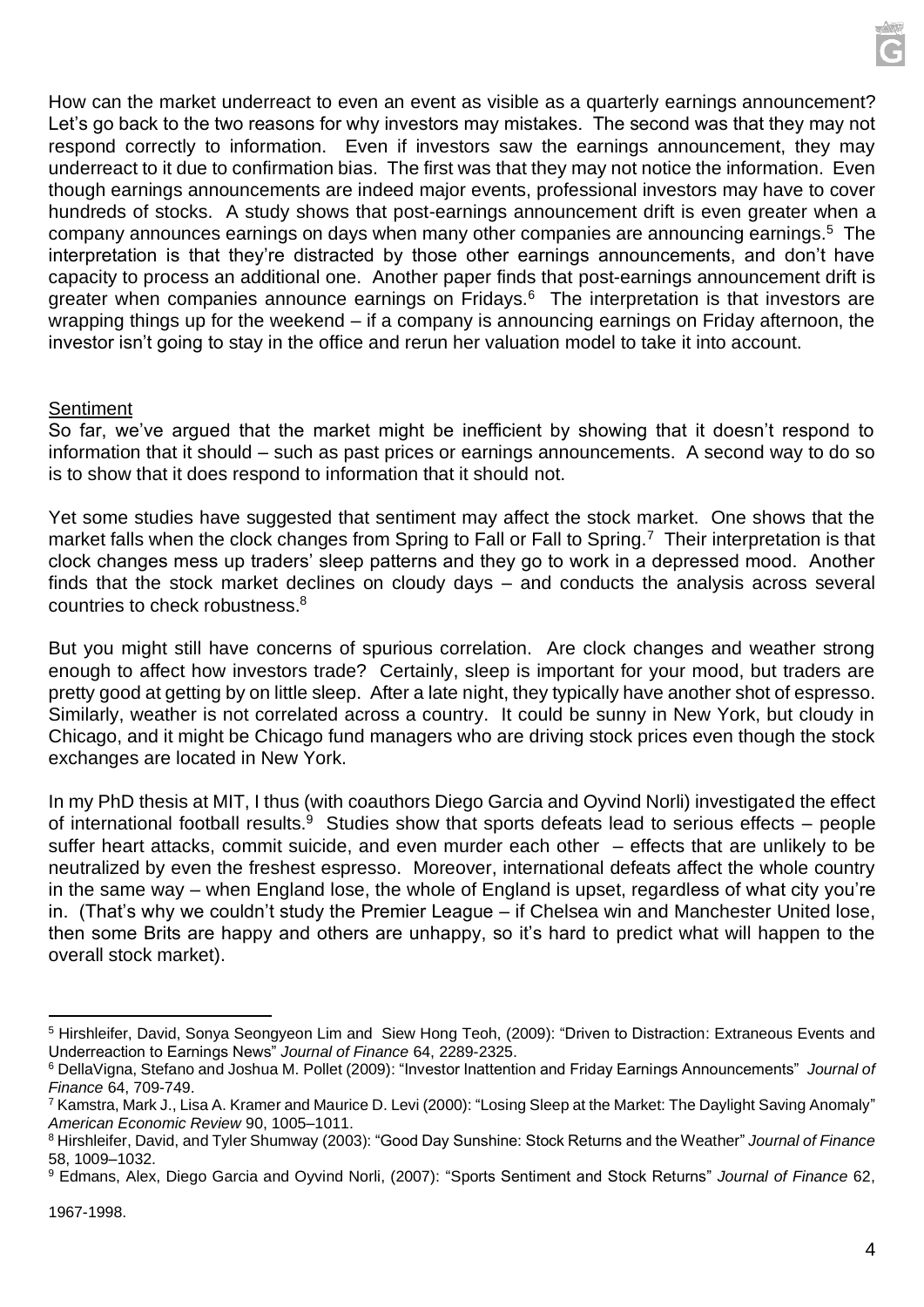How can the market underreact to even an event as visible as a quarterly earnings announcement? Let's go back to the two reasons for why investors may mistakes. The second was that they may not respond correctly to information. Even if investors saw the earnings announcement, they may underreact to it due to confirmation bias. The first was that they may not notice the information. Even though earnings announcements are indeed major events, professional investors may have to cover hundreds of stocks. A study shows that post-earnings announcement drift is even greater when a company announces earnings on days when many other companies are announcing earnings.[5] The interpretation is that they're distracted by those other earnings announcements, and don't have capacity to process an additional one. Another paper finds that post-earnings announcement drift is greater when companies announce earnings on Fridays.[6] The interpretation is that investors are wrapping things up for the weekend – if a company is announcing earnings on Friday afternoon, the investor isn't going to stay in the office and rerun her valuation model to take it into account.

Sentiment

So far, we've argued that the market might be inefficient by showing that it doesn't respond to information that it should – such as past prices or earnings announcements. A second way to do so is to show that it does respond to information that it should not.

Yet some studies have suggested that sentiment may affect the stock market. One shows that the market falls when the clock changes from Spring to Fall or Fall to Spring.[7] Their interpretation is that clock changes mess up traders' sleep patterns and they go to work in a depressed mood. Another finds that the stock market declines on cloudy days – and conducts the analysis across several countries to check robustness.[8]

But you might still have concerns of spurious correlation. Are clock changes and weather strong enough to affect how investors trade? Certainly, sleep is important for your mood, but traders are pretty good at getting by on little sleep. After a late night, they typically have another shot of espresso. Similarly, weather is not correlated across a country. It could be sunny in New York, but cloudy in Chicago, and it might be Chicago fund managers who are driving stock prices even though the stock exchanges are located in New York.

In my PhD thesis at MIT, I thus (with coauthors Diego Garcia and Oyvind Norli) investigated the effect of international football results.[9] Studies show that sports defeats lead to serious effects – people suffer heart attacks, commit suicide, and even murder each other – effects that are unlikely to be neutralized by even the freshest espresso. Moreover, international defeats affect the whole country in the same way – when England lose, the whole of England is upset, regardless of what city you're in. (That's why we couldn't study the Premier League – if Chelsea win and Manchester United lose, then some Brits are happy and others are unhappy, so it's hard to predict what will happen to the overall stock market).

---

[5] Hirshleifer, David, Sonya Seongyeon Lim and Siew Hong Teoh, (2009): "Driven to Distraction: Extraneous Events and Underreaction to Earnings News" *Journal of Finance* 64, 2289-2325.

[6] DellaVigna, Stefano and Joshua M. Pollet (2009): "Investor Inattention and Friday Earnings Announcements" *Journal of Finance* 64, 709-749.

[7] Kamstra, Mark J., Lisa A. Kramer and Maurice D. Levi (2000): "Losing Sleep at the Market: The Daylight Saving Anomaly" *American Economic Review* 90, 1005–1011.

[8] Hirshleifer, David, and Tyler Shumway (2003): "Good Day Sunshine: Stock Returns and the Weather" *Journal of Finance* 58, 1009–1032.

[9] Edmans, Alex, Diego Garcia and Oyvind Norli, (2007): "Sports Sentiment and Stock Returns" *Journal of Finance* 62, 1967-1998.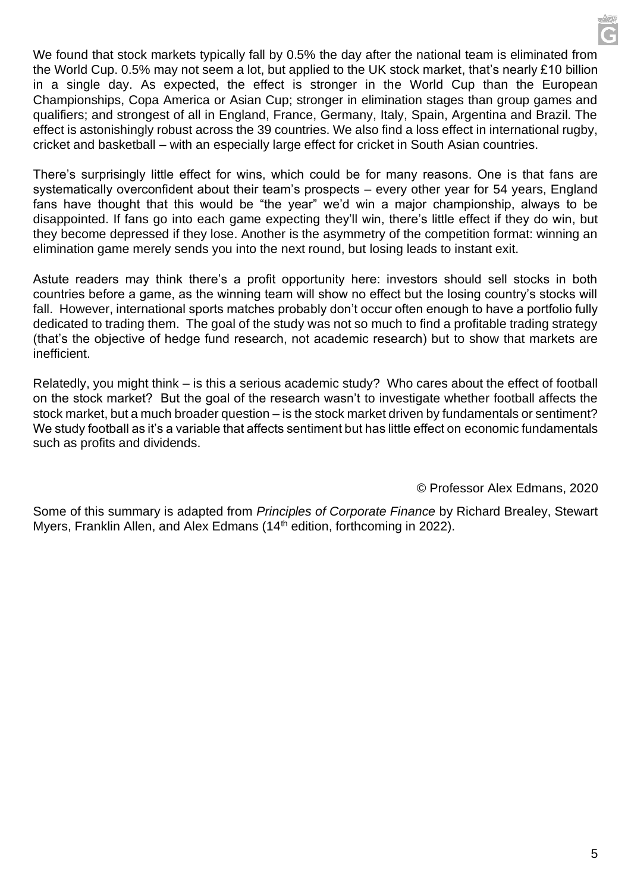We found that stock markets typically fall by 0.5% the day after the national team is eliminated from the World Cup. 0.5% may not seem a lot, but applied to the UK stock market, that's nearly £10 billion in a single day. As expected, the effect is stronger in the World Cup than the European Championships, Copa America or Asian Cup; stronger in elimination stages than group games and qualifiers; and strongest of all in England, France, Germany, Italy, Spain, Argentina and Brazil. The effect is astonishingly robust across the 39 countries. We also find a loss effect in international rugby, cricket and basketball – with an especially large effect for cricket in South Asian countries.

There's surprisingly little effect for wins, which could be for many reasons. One is that fans are systematically overconfident about their team's prospects – every other year for 54 years, England fans have thought that this would be "the year" we'd win a major championship, always to be disappointed. If fans go into each game expecting they'll win, there's little effect if they do win, but they become depressed if they lose. Another is the asymmetry of the competition format: winning an elimination game merely sends you into the next round, but losing leads to instant exit.

Astute readers may think there's a profit opportunity here: investors should sell stocks in both countries before a game, as the winning team will show no effect but the losing country's stocks will fall. However, international sports matches probably don't occur often enough to have a portfolio fully dedicated to trading them. The goal of the study was not so much to find a profitable trading strategy (that's the objective of hedge fund research, not academic research) but to show that markets are inefficient.

Relatedly, you might think – is this a serious academic study? Who cares about the effect of football on the stock market? But the goal of the research wasn't to investigate whether football affects the stock market, but a much broader question – is the stock market driven by fundamentals or sentiment? We study football as it's a variable that affects sentiment but has little effect on economic fundamentals such as profits and dividends.

© Professor Alex Edmans, 2020

Some of this summary is adapted from *Principles of Corporate Finance* by Richard Brealey, Stewart Myers, Franklin Allen, and Alex Edmans (14th edition, forthcoming in 2022).